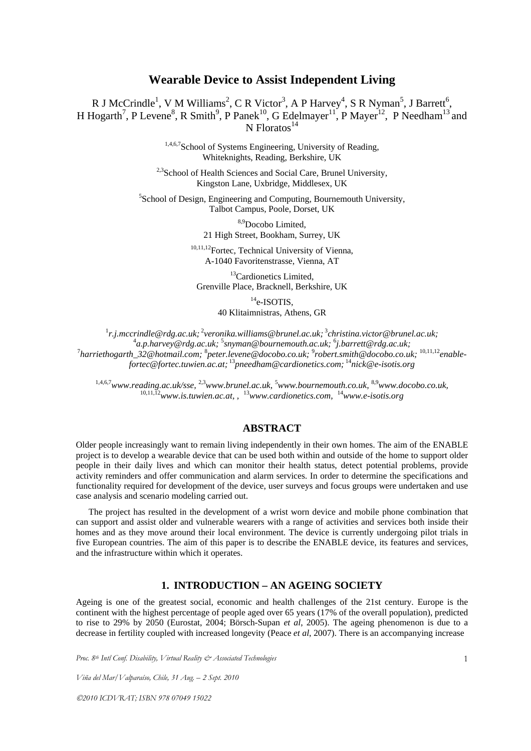# Wearable Device to Assist Independent Living

R J McCrindle[1], V M Williams[2], C R Victor[3], A P Harvey[4], S R Nyman[5], J Barrett[6], H Hogarth[7], P Levene[8], R Smith[9], P Panek[10], G Edelmayer[11], P Mayer[12], P Needham[13] and N Floratos[14]

[1,4,6,7]School of Systems Engineering, University of Reading, Whiteknights, Reading, Berkshire, UK

[2,3]School of Health Sciences and Social Care, Brunel University, Kingston Lane, Uxbridge, Middlesex, UK

[5]School of Design, Engineering and Computing, Bournemouth University, Talbot Campus, Poole, Dorset, UK

[8,9]Docobo Limited, 21 High Street, Bookham, Surrey, UK

[10,11,12]Fortec, Technical University of Vienna, A-1040 Favoritenstrasse, Vienna, AT

[13]Cardionetics Limited, Grenville Place, Bracknell, Berkshire, UK

[14]e-ISOTIS, 40 Klitaimnistras, Athens, GR

[1]*r.j.mccrindle@rdg.ac.uk;* [2]*veronika.williams@brunel.ac.uk;* [3]*christina.victor@brunel.ac.uk;* [4]*a.p.harvey@rdg.ac.uk;* [5]*snyman@bournemouth.ac.uk;* [6]*j.barrett@rdg.ac.uk;* [7]*harriethogarth_32@hotmail.com;* [8]*peter.levene@docobo.co.uk;* [9]*robert.smith@docobo.co.uk;* [10,11,12]*enable-fortec@fortec.tuwien.ac.at;* [13]*pneedham@cardionetics.com;* [14]*nick@e-isotis.org*

[1,4,6,7]*www.reading.ac.uk/sse,* [2,3]*www.brunel.ac.uk,* [5]*www.bournemouth.co.uk,* [8,9]*www.docobo.co.uk,* [10,11,12]*www.is.tuwien.ac.at, ,* [13]*www.cardionetics.com,* [14]*www.e-isotis.org*

## ABSTRACT

Older people increasingly want to remain living independently in their own homes. The aim of the ENABLE project is to develop a wearable device that can be used both within and outside of the home to support older people in their daily lives and which can monitor their health status, detect potential problems, provide activity reminders and offer communication and alarm services. In order to determine the specifications and functionality required for development of the device, user surveys and focus groups were undertaken and use case analysis and scenario modeling carried out.

The project has resulted in the development of a wrist worn device and mobile phone combination that can support and assist older and vulnerable wearers with a range of activities and services both inside their homes and as they move around their local environment. The device is currently undergoing pilot trials in five European countries. The aim of this paper is to describe the ENABLE device, its features and services, and the infrastructure within which it operates.

## 1. INTRODUCTION – AN AGEING SOCIETY

Ageing is one of the greatest social, economic and health challenges of the 21st century. Europe is the continent with the highest percentage of people aged over 65 years (17% of the overall population), predicted to rise to 29% by 2050 (Eurostat, 2004; Börsch-Supan *et al*, 2005). The ageing phenomenon is due to a decrease in fertility coupled with increased longevity (Peace *et al*, 2007). There is an accompanying increase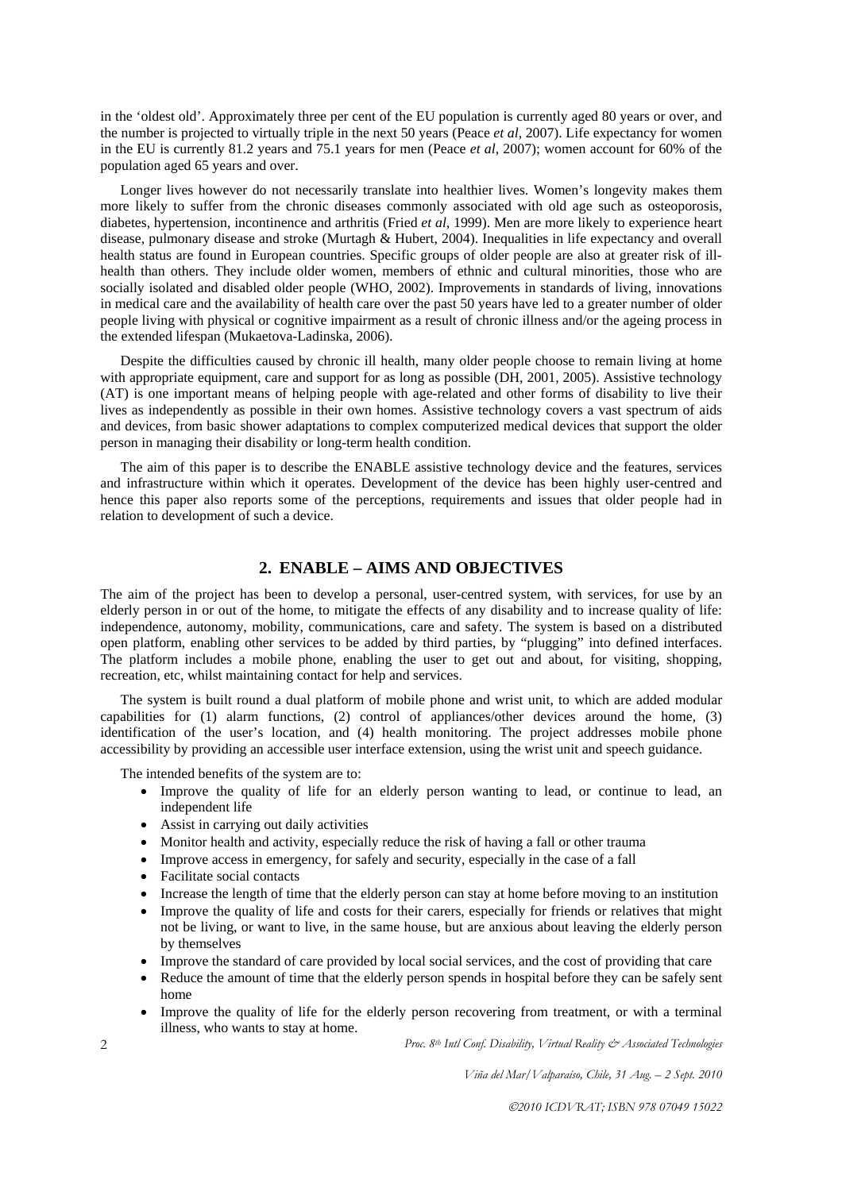in the 'oldest old'. Approximately three per cent of the EU population is currently aged 80 years or over, and the number is projected to virtually triple in the next 50 years (Peace *et al*, 2007). Life expectancy for women in the EU is currently 81.2 years and 75.1 years for men (Peace *et al*, 2007); women account for 60% of the population aged 65 years and over.

Longer lives however do not necessarily translate into healthier lives. Women's longevity makes them more likely to suffer from the chronic diseases commonly associated with old age such as osteoporosis, diabetes, hypertension, incontinence and arthritis (Fried *et al*, 1999). Men are more likely to experience heart disease, pulmonary disease and stroke (Murtagh & Hubert, 2004). Inequalities in life expectancy and overall health status are found in European countries. Specific groups of older people are also at greater risk of ill-health than others. They include older women, members of ethnic and cultural minorities, those who are socially isolated and disabled older people (WHO, 2002). Improvements in standards of living, innovations in medical care and the availability of health care over the past 50 years have led to a greater number of older people living with physical or cognitive impairment as a result of chronic illness and/or the ageing process in the extended lifespan (Mukaetova-Ladinska, 2006).

Despite the difficulties caused by chronic ill health, many older people choose to remain living at home with appropriate equipment, care and support for as long as possible (DH, 2001, 2005). Assistive technology (AT) is one important means of helping people with age-related and other forms of disability to live their lives as independently as possible in their own homes. Assistive technology covers a vast spectrum of aids and devices, from basic shower adaptations to complex computerized medical devices that support the older person in managing their disability or long-term health condition.

The aim of this paper is to describe the ENABLE assistive technology device and the features, services and infrastructure within which it operates. Development of the device has been highly user-centred and hence this paper also reports some of the perceptions, requirements and issues that older people had in relation to development of such a device.

## 2. ENABLE – AIMS AND OBJECTIVES

The aim of the project has been to develop a personal, user-centred system, with services, for use by an elderly person in or out of the home, to mitigate the effects of any disability and to increase quality of life: independence, autonomy, mobility, communications, care and safety. The system is based on a distributed open platform, enabling other services to be added by third parties, by "plugging" into defined interfaces. The platform includes a mobile phone, enabling the user to get out and about, for visiting, shopping, recreation, etc, whilst maintaining contact for help and services.

The system is built round a dual platform of mobile phone and wrist unit, to which are added modular capabilities for (1) alarm functions, (2) control of appliances/other devices around the home, (3) identification of the user's location, and (4) health monitoring. The project addresses mobile phone accessibility by providing an accessible user interface extension, using the wrist unit and speech guidance.

The intended benefits of the system are to:

- Improve the quality of life for an elderly person wanting to lead, or continue to lead, an independent life
- Assist in carrying out daily activities
- Monitor health and activity, especially reduce the risk of having a fall or other trauma
- Improve access in emergency, for safely and security, especially in the case of a fall
- Facilitate social contacts
- Increase the length of time that the elderly person can stay at home before moving to an institution
- Improve the quality of life and costs for their carers, especially for friends or relatives that might not be living, or want to live, in the same house, but are anxious about leaving the elderly person by themselves
- Improve the standard of care provided by local social services, and the cost of providing that care
- Reduce the amount of time that the elderly person spends in hospital before they can be safely sent home
- Improve the quality of life for the elderly person recovering from treatment, or with a terminal illness, who wants to stay at home.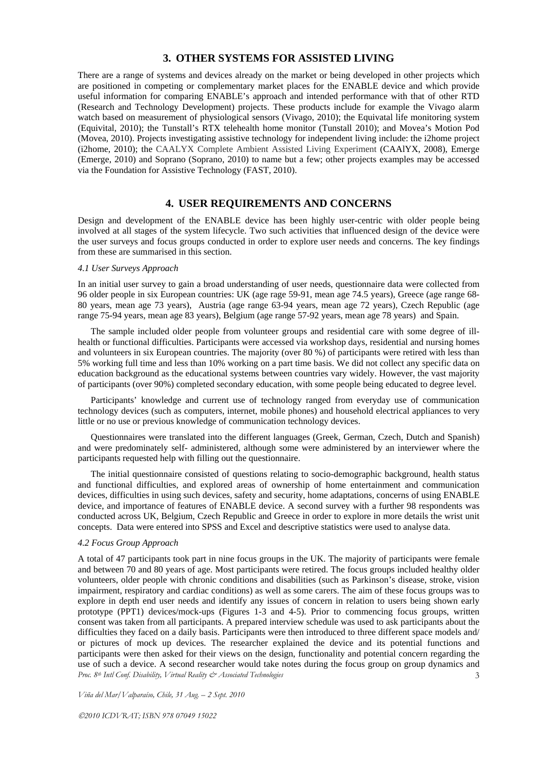## 3. OTHER SYSTEMS FOR ASSISTED LIVING

There are a range of systems and devices already on the market or being developed in other projects which are positioned in competing or complementary market places for the ENABLE device and which provide useful information for comparing ENABLE's approach and intended performance with that of other RTD (Research and Technology Development) projects. These products include for example the Vivago alarm watch based on measurement of physiological sensors (Vivago, 2010); the Equivatal life monitoring system (Equivital, 2010); the Tunstall's RTX telehealth home monitor (Tunstall 2010); and Movea's Motion Pod (Movea, 2010). Projects investigating assistive technology for independent living include: the i2home project (i2home, 2010); the CAALYX Complete Ambient Assisted Living Experiment (CAAlYX, 2008), Emerge (Emerge, 2010) and Soprano (Soprano, 2010) to name but a few; other projects examples may be accessed via the Foundation for Assistive Technology (FAST, 2010).

## 4. USER REQUIREMENTS AND CONCERNS

Design and development of the ENABLE device has been highly user-centric with older people being involved at all stages of the system lifecycle. Two such activities that influenced design of the device were the user surveys and focus groups conducted in order to explore user needs and concerns. The key findings from these are summarised in this section.

### *4.1 User Surveys Approach*

In an initial user survey to gain a broad understanding of user needs, questionnaire data were collected from 96 older people in six European countries: UK (age rage 59-91, mean age 74.5 years), Greece (age range 68-80 years, mean age 73 years), Austria (age range 63-94 years, mean age 72 years), Czech Republic (age range 75-94 years, mean age 83 years), Belgium (age range 57-92 years, mean age 78 years) and Spain.

The sample included older people from volunteer groups and residential care with some degree of ill-health or functional difficulties. Participants were accessed via workshop days, residential and nursing homes and volunteers in six European countries. The majority (over 80 %) of participants were retired with less than 5% working full time and less than 10% working on a part time basis. We did not collect any specific data on education background as the educational systems between countries vary widely. However, the vast majority of participants (over 90%) completed secondary education, with some people being educated to degree level.

Participants' knowledge and current use of technology ranged from everyday use of communication technology devices (such as computers, internet, mobile phones) and household electrical appliances to very little or no use or previous knowledge of communication technology devices.

Questionnaires were translated into the different languages (Greek, German, Czech, Dutch and Spanish) and were predominately self- administered, although some were administered by an interviewer where the participants requested help with filling out the questionnaire.

The initial questionnaire consisted of questions relating to socio-demographic background, health status and functional difficulties, and explored areas of ownership of home entertainment and communication devices, difficulties in using such devices, safety and security, home adaptations, concerns of using ENABLE device, and importance of features of ENABLE device. A second survey with a further 98 respondents was conducted across UK, Belgium, Czech Republic and Greece in order to explore in more details the wrist unit concepts. Data were entered into SPSS and Excel and descriptive statistics were used to analyse data.

### *4.2 Focus Group Approach*

A total of 47 participants took part in nine focus groups in the UK. The majority of participants were female and between 70 and 80 years of age. Most participants were retired. The focus groups included healthy older volunteers, older people with chronic conditions and disabilities (such as Parkinson's disease, stroke, vision impairment, respiratory and cardiac conditions) as well as some carers. The aim of these focus groups was to explore in depth end user needs and identify any issues of concern in relation to users being shown early prototype (PPT1) devices/mock-ups (Figures 1-3 and 4-5). Prior to commencing focus groups, written consent was taken from all participants. A prepared interview schedule was used to ask participants about the difficulties they faced on a daily basis. Participants were then introduced to three different space models and/ or pictures of mock up devices. The researcher explained the device and its potential functions and participants were then asked for their views on the design, functionality and potential concern regarding the use of such a device. A second researcher would take notes during the focus group on group dynamics and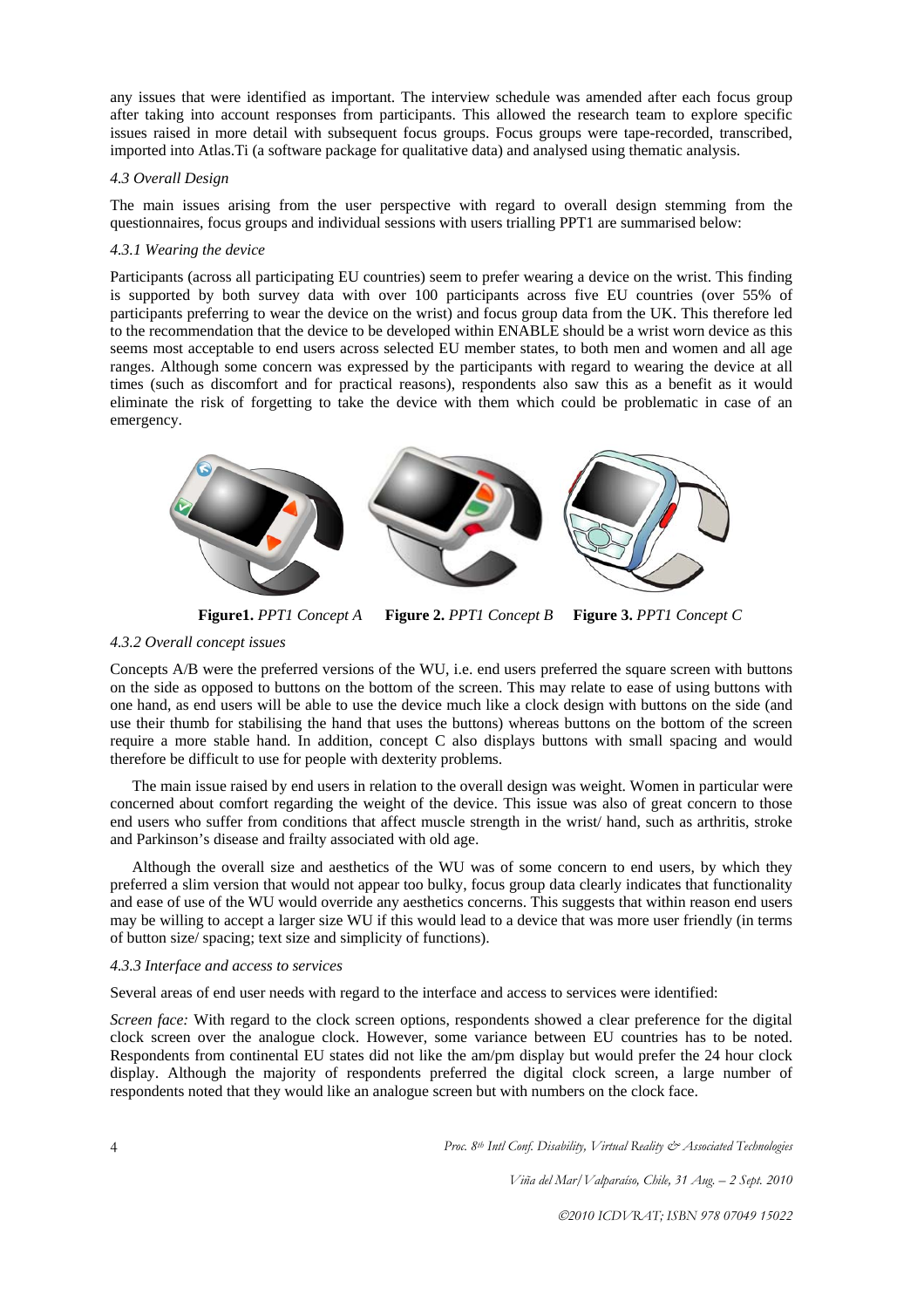any issues that were identified as important. The interview schedule was amended after each focus group after taking into account responses from participants. This allowed the research team to explore specific issues raised in more detail with subsequent focus groups. Focus groups were tape-recorded, transcribed, imported into Atlas.Ti (a software package for qualitative data) and analysed using thematic analysis.

### *4.3 Overall Design*

The main issues arising from the user perspective with regard to overall design stemming from the questionnaires, focus groups and individual sessions with users trialling PPT1 are summarised below:

#### *4.3.1 Wearing the device*

Participants (across all participating EU countries) seem to prefer wearing a device on the wrist. This finding is supported by both survey data with over 100 participants across five EU countries (over 55% of participants preferring to wear the device on the wrist) and focus group data from the UK. This therefore led to the recommendation that the device to be developed within ENABLE should be a wrist worn device as this seems most acceptable to end users across selected EU member states, to both men and women and all age ranges. Although some concern was expressed by the participants with regard to wearing the device at all times (such as discomfort and for practical reasons), respondents also saw this as a benefit as it would eliminate the risk of forgetting to take the device with them which could be problematic in case of an emergency.

**Figure1.** *PPT1 Concept A* **Figure 2.** *PPT1 Concept B* **Figure 3.** *PPT1 Concept C*

#### *4.3.2 Overall concept issues*

Concepts A/B were the preferred versions of the WU, i.e. end users preferred the square screen with buttons on the side as opposed to buttons on the bottom of the screen. This may relate to ease of using buttons with one hand, as end users will be able to use the device much like a clock design with buttons on the side (and use their thumb for stabilising the hand that uses the buttons) whereas buttons on the bottom of the screen require a more stable hand. In addition, concept C also displays buttons with small spacing and would therefore be difficult to use for people with dexterity problems.

The main issue raised by end users in relation to the overall design was weight. Women in particular were concerned about comfort regarding the weight of the device. This issue was also of great concern to those end users who suffer from conditions that affect muscle strength in the wrist/ hand, such as arthritis, stroke and Parkinson's disease and frailty associated with old age.

Although the overall size and aesthetics of the WU was of some concern to end users, by which they preferred a slim version that would not appear too bulky, focus group data clearly indicates that functionality and ease of use of the WU would override any aesthetics concerns. This suggests that within reason end users may be willing to accept a larger size WU if this would lead to a device that was more user friendly (in terms of button size/ spacing; text size and simplicity of functions).

#### *4.3.3 Interface and access to services*

Several areas of end user needs with regard to the interface and access to services were identified:

*Screen face:* With regard to the clock screen options, respondents showed a clear preference for the digital clock screen over the analogue clock. However, some variance between EU countries has to be noted. Respondents from continental EU states did not like the am/pm display but would prefer the 24 hour clock display. Although the majority of respondents preferred the digital clock screen, a large number of respondents noted that they would like an analogue screen but with numbers on the clock face.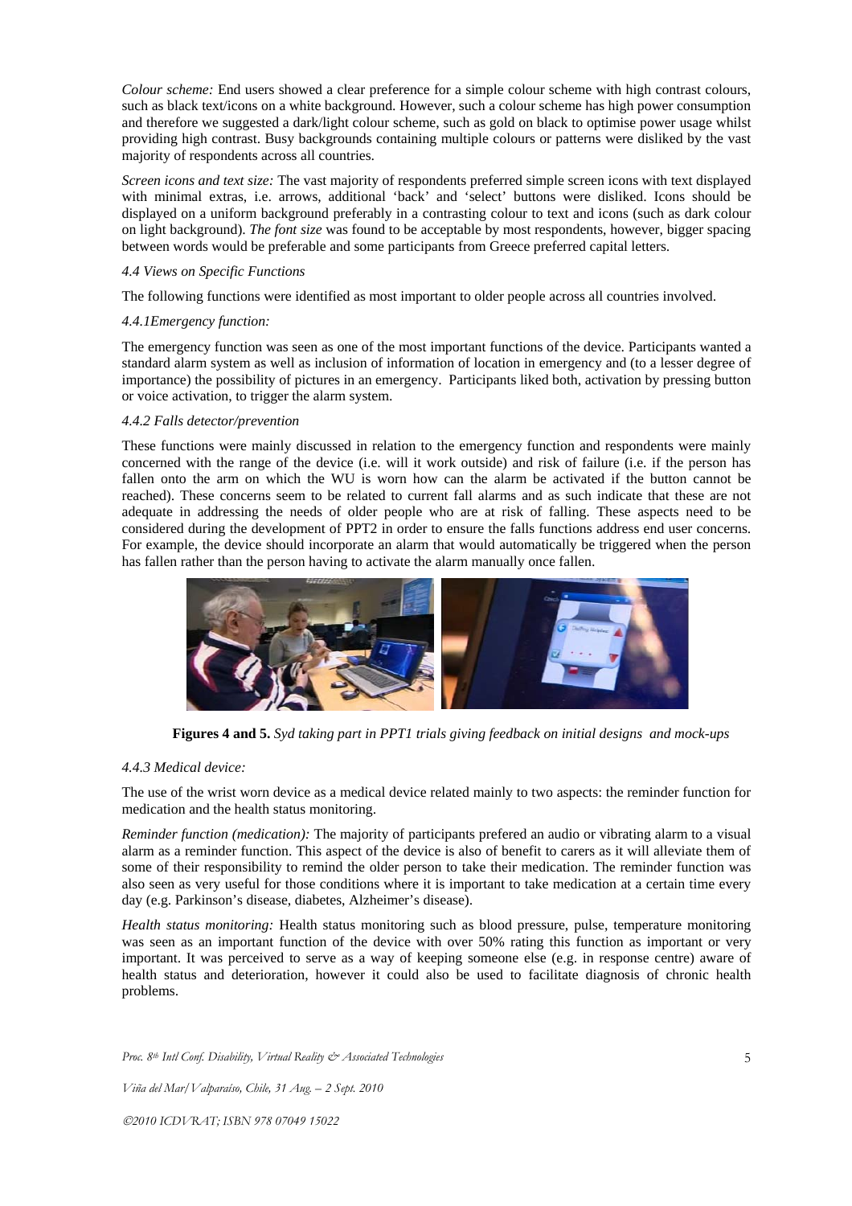*Colour scheme:* End users showed a clear preference for a simple colour scheme with high contrast colours, such as black text/icons on a white background. However, such a colour scheme has high power consumption and therefore we suggested a dark/light colour scheme, such as gold on black to optimise power usage whilst providing high contrast. Busy backgrounds containing multiple colours or patterns were disliked by the vast majority of respondents across all countries.

*Screen icons and text size:* The vast majority of respondents preferred simple screen icons with text displayed with minimal extras, i.e. arrows, additional 'back' and 'select' buttons were disliked. Icons should be displayed on a uniform background preferably in a contrasting colour to text and icons (such as dark colour on light background). *The font size* was found to be acceptable by most respondents, however, bigger spacing between words would be preferable and some participants from Greece preferred capital letters.

### *4.4 Views on Specific Functions*

The following functions were identified as most important to older people across all countries involved.

#### *4.4.1Emergency function:*

The emergency function was seen as one of the most important functions of the device. Participants wanted a standard alarm system as well as inclusion of information of location in emergency and (to a lesser degree of importance) the possibility of pictures in an emergency. Participants liked both, activation by pressing button or voice activation, to trigger the alarm system.

#### *4.4.2 Falls detector/prevention*

These functions were mainly discussed in relation to the emergency function and respondents were mainly concerned with the range of the device (i.e. will it work outside) and risk of failure (i.e. if the person has fallen onto the arm on which the WU is worn how can the alarm be activated if the button cannot be reached). These concerns seem to be related to current fall alarms and as such indicate that these are not adequate in addressing the needs of older people who are at risk of falling. These aspects need to be considered during the development of PPT2 in order to ensure the falls functions address end user concerns. For example, the device should incorporate an alarm that would automatically be triggered when the person has fallen rather than the person having to activate the alarm manually once fallen.

**Figures 4 and 5.** *Syd taking part in PPT1 trials giving feedback on initial designs and mock-ups*

#### *4.4.3 Medical device:*

The use of the wrist worn device as a medical device related mainly to two aspects: the reminder function for medication and the health status monitoring.

*Reminder function (medication):* The majority of participants prefered an audio or vibrating alarm to a visual alarm as a reminder function. This aspect of the device is also of benefit to carers as it will alleviate them of some of their responsibility to remind the older person to take their medication. The reminder function was also seen as very useful for those conditions where it is important to take medication at a certain time every day (e.g. Parkinson's disease, diabetes, Alzheimer's disease).

*Health status monitoring:* Health status monitoring such as blood pressure, pulse, temperature monitoring was seen as an important function of the device with over 50% rating this function as important or very important. It was perceived to serve as a way of keeping someone else (e.g. in response centre) aware of health status and deterioration, however it could also be used to facilitate diagnosis of chronic health problems.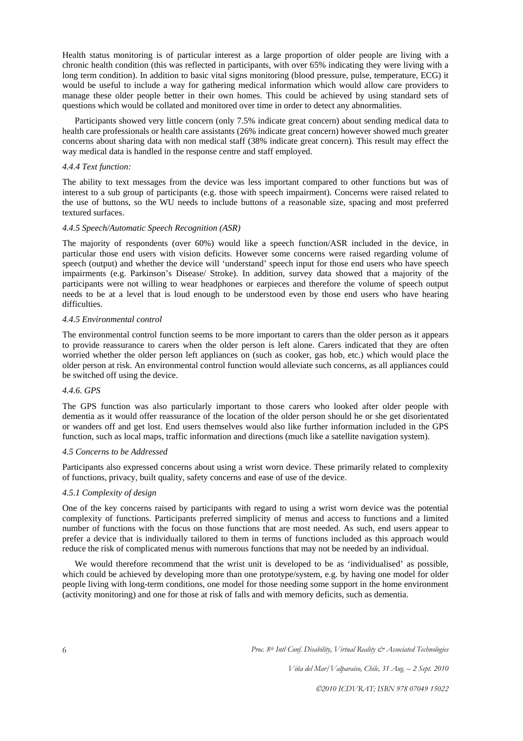Health status monitoring is of particular interest as a large proportion of older people are living with a chronic health condition (this was reflected in participants, with over 65% indicating they were living with a long term condition). In addition to basic vital signs monitoring (blood pressure, pulse, temperature, ECG) it would be useful to include a way for gathering medical information which would allow care providers to manage these older people better in their own homes. This could be achieved by using standard sets of questions which would be collated and monitored over time in order to detect any abnormalities.

Participants showed very little concern (only 7.5% indicate great concern) about sending medical data to health care professionals or health care assistants (26% indicate great concern) however showed much greater concerns about sharing data with non medical staff (38% indicate great concern). This result may effect the way medical data is handled in the response centre and staff employed.

#### *4.4.4 Text function:*

The ability to text messages from the device was less important compared to other functions but was of interest to a sub group of participants (e.g. those with speech impairment). Concerns were raised related to the use of buttons, so the WU needs to include buttons of a reasonable size, spacing and most preferred textured surfaces.

#### *4.4.5 Speech/Automatic Speech Recognition (ASR)*

The majority of respondents (over 60%) would like a speech function/ASR included in the device, in particular those end users with vision deficits. However some concerns were raised regarding volume of speech (output) and whether the device will 'understand' speech input for those end users who have speech impairments (e.g. Parkinson's Disease/ Stroke). In addition, survey data showed that a majority of the participants were not willing to wear headphones or earpieces and therefore the volume of speech output needs to be at a level that is loud enough to be understood even by those end users who have hearing difficulties.

#### *4.4.5 Environmental control*

The environmental control function seems to be more important to carers than the older person as it appears to provide reassurance to carers when the older person is left alone. Carers indicated that they are often worried whether the older person left appliances on (such as cooker, gas hob, etc.) which would place the older person at risk. An environmental control function would alleviate such concerns, as all appliances could be switched off using the device.

#### *4.4.6. GPS*

The GPS function was also particularly important to those carers who looked after older people with dementia as it would offer reassurance of the location of the older person should he or she get disorientated or wanders off and get lost. End users themselves would also like further information included in the GPS function, such as local maps, traffic information and directions (much like a satellite navigation system).

### *4.5 Concerns to be Addressed*

Participants also expressed concerns about using a wrist worn device. These primarily related to complexity of functions, privacy, built quality, safety concerns and ease of use of the device.

#### *4.5.1 Complexity of design*

One of the key concerns raised by participants with regard to using a wrist worn device was the potential complexity of functions. Participants preferred simplicity of menus and access to functions and a limited number of functions with the focus on those functions that are most needed. As such, end users appear to prefer a device that is individually tailored to them in terms of functions included as this approach would reduce the risk of complicated menus with numerous functions that may not be needed by an individual.

We would therefore recommend that the wrist unit is developed to be as 'individualised' as possible, which could be achieved by developing more than one prototype/system, e.g. by having one model for older people living with long-term conditions, one model for those needing some support in the home environment (activity monitoring) and one for those at risk of falls and with memory deficits, such as dementia.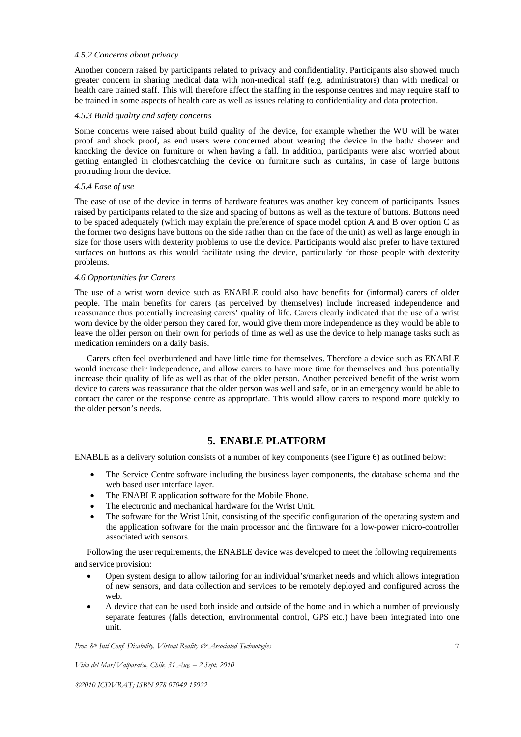#### *4.5.2 Concerns about privacy*

Another concern raised by participants related to privacy and confidentiality. Participants also showed much greater concern in sharing medical data with non-medical staff (e.g. administrators) than with medical or health care trained staff. This will therefore affect the staffing in the response centres and may require staff to be trained in some aspects of health care as well as issues relating to confidentiality and data protection.

#### *4.5.3 Build quality and safety concerns*

Some concerns were raised about build quality of the device, for example whether the WU will be water proof and shock proof, as end users were concerned about wearing the device in the bath/ shower and knocking the device on furniture or when having a fall. In addition, participants were also worried about getting entangled in clothes/catching the device on furniture such as curtains, in case of large buttons protruding from the device.

#### *4.5.4 Ease of use*

The ease of use of the device in terms of hardware features was another key concern of participants. Issues raised by participants related to the size and spacing of buttons as well as the texture of buttons. Buttons need to be spaced adequately (which may explain the preference of space model option A and B over option C as the former two designs have buttons on the side rather than on the face of the unit) as well as large enough in size for those users with dexterity problems to use the device. Participants would also prefer to have textured surfaces on buttons as this would facilitate using the device, particularly for those people with dexterity problems.

### *4.6 Opportunities for Carers*

The use of a wrist worn device such as ENABLE could also have benefits for (informal) carers of older people. The main benefits for carers (as perceived by themselves) include increased independence and reassurance thus potentially increasing carers' quality of life. Carers clearly indicated that the use of a wrist worn device by the older person they cared for, would give them more independence as they would be able to leave the older person on their own for periods of time as well as use the device to help manage tasks such as medication reminders on a daily basis.

Carers often feel overburdened and have little time for themselves. Therefore a device such as ENABLE would increase their independence, and allow carers to have more time for themselves and thus potentially increase their quality of life as well as that of the older person. Another perceived benefit of the wrist worn device to carers was reassurance that the older person was well and safe, or in an emergency would be able to contact the carer or the response centre as appropriate. This would allow carers to respond more quickly to the older person's needs.

## 5. ENABLE PLATFORM

ENABLE as a delivery solution consists of a number of key components (see Figure 6) as outlined below:

- The Service Centre software including the business layer components, the database schema and the web based user interface layer.
- The ENABLE application software for the Mobile Phone.
- The electronic and mechanical hardware for the Wrist Unit.
- The software for the Wrist Unit, consisting of the specific configuration of the operating system and the application software for the main processor and the firmware for a low-power micro-controller associated with sensors.

Following the user requirements, the ENABLE device was developed to meet the following requirements and service provision:

- Open system design to allow tailoring for an individual's/market needs and which allows integration of new sensors, and data collection and services to be remotely deployed and configured across the web.
- A device that can be used both inside and outside of the home and in which a number of previously separate features (falls detection, environmental control, GPS etc.) have been integrated into one unit.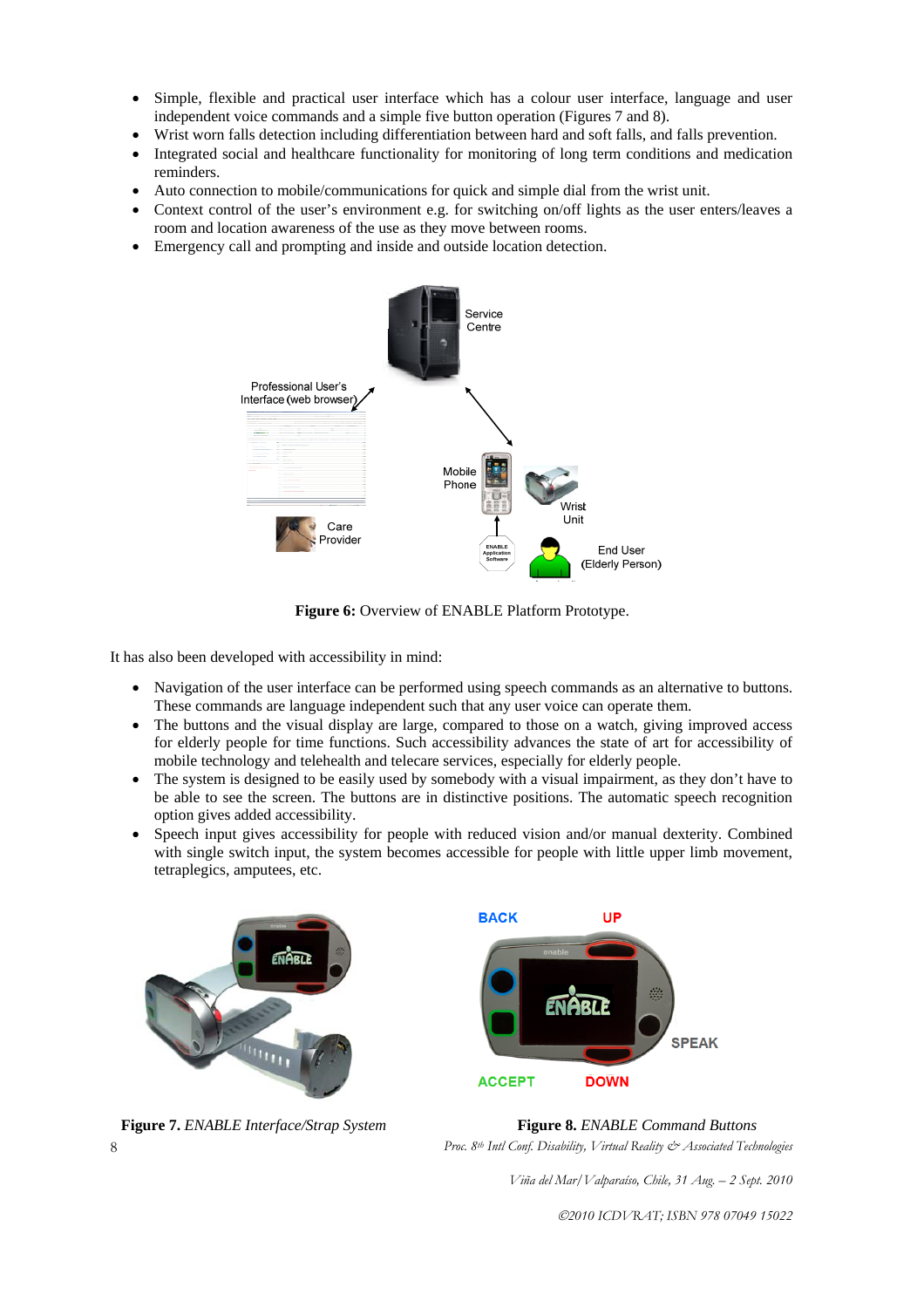- Simple, flexible and practical user interface which has a colour user interface, language and user independent voice commands and a simple five button operation (Figures 7 and 8).
- Wrist worn falls detection including differentiation between hard and soft falls, and falls prevention.
- Integrated social and healthcare functionality for monitoring of long term conditions and medication reminders.
- Auto connection to mobile/communications for quick and simple dial from the wrist unit.
- Context control of the user's environment e.g. for switching on/off lights as the user enters/leaves a room and location awareness of the use as they move between rooms.
- Emergency call and prompting and inside and outside location detection.

**Figure 6:** Overview of ENABLE Platform Prototype.

It has also been developed with accessibility in mind:

- Navigation of the user interface can be performed using speech commands as an alternative to buttons. These commands are language independent such that any user voice can operate them.
- The buttons and the visual display are large, compared to those on a watch, giving improved access for elderly people for time functions. Such accessibility advances the state of art for accessibility of mobile technology and telehealth and telecare services, especially for elderly people.
- The system is designed to be easily used by somebody with a visual impairment, as they don't have to be able to see the screen. The buttons are in distinctive positions. The automatic speech recognition option gives added accessibility.
- Speech input gives accessibility for people with reduced vision and/or manual dexterity. Combined with single switch input, the system becomes accessible for people with little upper limb movement, tetraplegics, amputees, etc.

**Figure 7.** *ENABLE Interface/Strap System*

**Figure 8.** *ENABLE Command Buttons*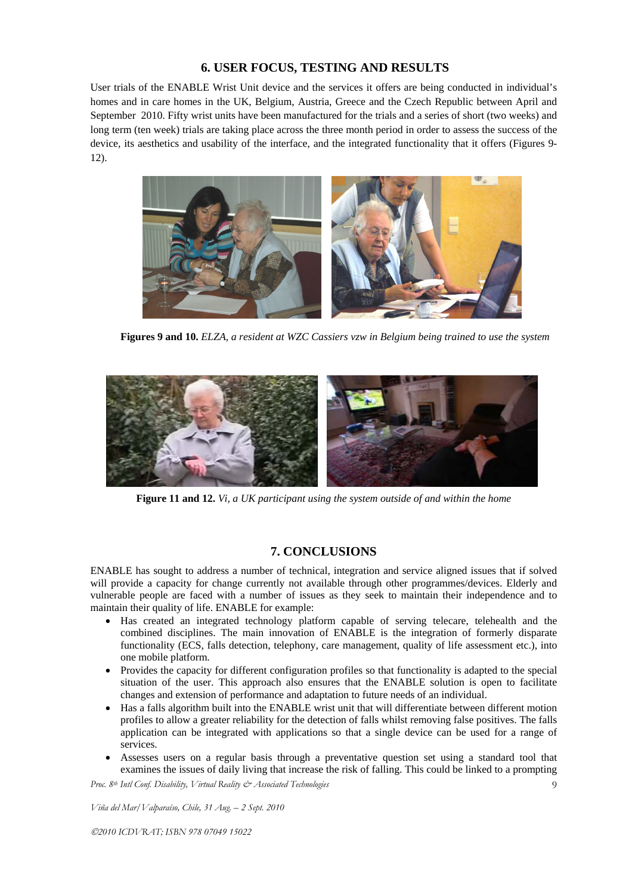## 6. USER FOCUS, TESTING AND RESULTS

User trials of the ENABLE Wrist Unit device and the services it offers are being conducted in individual's homes and in care homes in the UK, Belgium, Austria, Greece and the Czech Republic between April and September 2010. Fifty wrist units have been manufactured for the trials and a series of short (two weeks) and long term (ten week) trials are taking place across the three month period in order to assess the success of the device, its aesthetics and usability of the interface, and the integrated functionality that it offers (Figures 9-12).

**Figures 9 and 10.** *ELZA, a resident at WZC Cassiers vzw in Belgium being trained to use the system*

**Figure 11 and 12.** *Vi, a UK participant using the system outside of and within the home*

## 7. CONCLUSIONS

ENABLE has sought to address a number of technical, integration and service aligned issues that if solved will provide a capacity for change currently not available through other programmes/devices. Elderly and vulnerable people are faced with a number of issues as they seek to maintain their independence and to maintain their quality of life. ENABLE for example:

- Has created an integrated technology platform capable of serving telecare, telehealth and the combined disciplines. The main innovation of ENABLE is the integration of formerly disparate functionality (ECS, falls detection, telephony, care management, quality of life assessment etc.), into one mobile platform.
- Provides the capacity for different configuration profiles so that functionality is adapted to the special situation of the user. This approach also ensures that the ENABLE solution is open to facilitate changes and extension of performance and adaptation to future needs of an individual.
- Has a falls algorithm built into the ENABLE wrist unit that will differentiate between different motion profiles to allow a greater reliability for the detection of falls whilst removing false positives. The falls application can be integrated with applications so that a single device can be used for a range of services.
- Assesses users on a regular basis through a preventative question set using a standard tool that examines the issues of daily living that increase the risk of falling. This could be linked to a prompting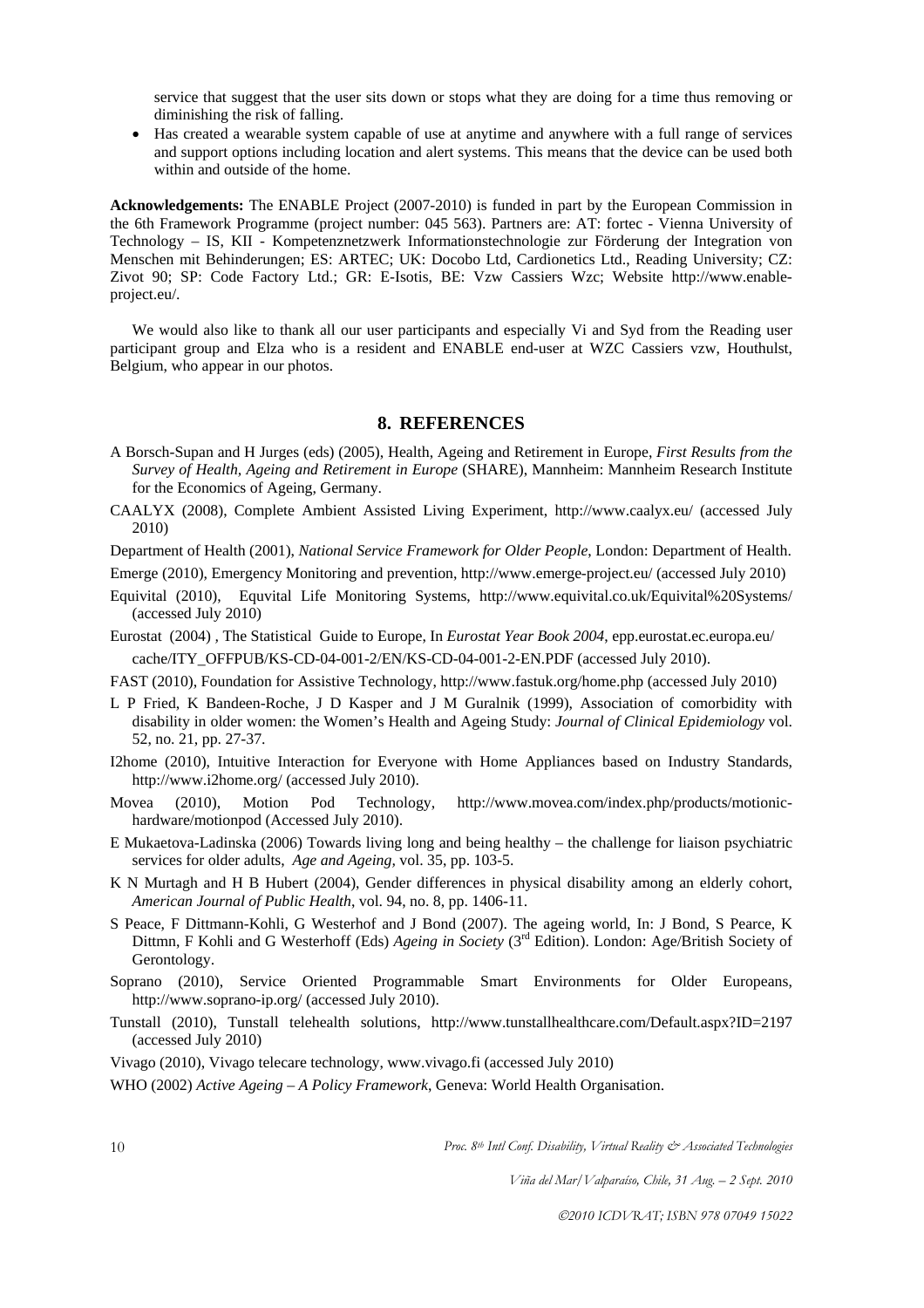service that suggest that the user sits down or stops what they are doing for a time thus removing or diminishing the risk of falling.

- Has created a wearable system capable of use at anytime and anywhere with a full range of services and support options including location and alert systems. This means that the device can be used both within and outside of the home.

**Acknowledgements:** The ENABLE Project (2007-2010) is funded in part by the European Commission in the 6th Framework Programme (project number: 045 563). Partners are: AT: fortec - Vienna University of Technology – IS, KII - Kompetenznetzwerk Informationstechnologie zur Förderung der Integration von Menschen mit Behinderungen; ES: ARTEC; UK: Docobo Ltd, Cardionetics Ltd., Reading University; CZ: Zivot 90; SP: Code Factory Ltd.; GR: E-Isotis, BE: Vzw Cassiers Wzc; Website http://www.enable-project.eu/.

We would also like to thank all our user participants and especially Vi and Syd from the Reading user participant group and Elza who is a resident and ENABLE end-user at WZC Cassiers vzw, Houthulst, Belgium, who appear in our photos.

## 8. REFERENCES

A Borsch-Supan and H Jurges (eds) (2005), Health, Ageing and Retirement in Europe, *First Results from the Survey of Health, Ageing and Retirement in Europe* (SHARE), Mannheim: Mannheim Research Institute for the Economics of Ageing, Germany.

CAALYX (2008), Complete Ambient Assisted Living Experiment, http://www.caalyx.eu/ (accessed July 2010)

Department of Health (2001), *National Service Framework for Older People*, London: Department of Health.

Emerge (2010), Emergency Monitoring and prevention, http://www.emerge-project.eu/ (accessed July 2010)

Equivital (2010), Equvital Life Monitoring Systems, http://www.equivital.co.uk/Equivital%20Systems/ (accessed July 2010)

Eurostat (2004) , The Statistical Guide to Europe, In *Eurostat Year Book 2004*, epp.eurostat.ec.europa.eu/ cache/ITY_OFFPUB/KS-CD-04-001-2/EN/KS-CD-04-001-2-EN.PDF (accessed July 2010).

FAST (2010), Foundation for Assistive Technology, http://www.fastuk.org/home.php (accessed July 2010)

L P Fried, K Bandeen-Roche, J D Kasper and J M Guralnik (1999), Association of comorbidity with disability in older women: the Women's Health and Ageing Study: *Journal of Clinical Epidemiology* vol. 52, no. 21, pp. 27-37.

I2home (2010), Intuitive Interaction for Everyone with Home Appliances based on Industry Standards, http://www.i2home.org/ (accessed July 2010).

Movea (2010), Motion Pod Technology, http://www.movea.com/index.php/products/motionic-hardware/motionpod (Accessed July 2010).

E Mukaetova-Ladinska (2006) Towards living long and being healthy – the challenge for liaison psychiatric services for older adults, *Age and Ageing,* vol. 35, pp. 103-5.

K N Murtagh and H B Hubert (2004), Gender differences in physical disability among an elderly cohort, *American Journal of Public Health*, vol. 94, no. 8, pp. 1406-11.

S Peace, F Dittmann-Kohli, G Westerhof and J Bond (2007). The ageing world, In: J Bond, S Pearce, K Dittmn, F Kohli and G Westerhoff (Eds) *Ageing in Society* (3rd Edition). London: Age/British Society of Gerontology.

Soprano (2010), Service Oriented Programmable Smart Environments for Older Europeans, http://www.soprano-ip.org/ (accessed July 2010).

Tunstall (2010), Tunstall telehealth solutions, http://www.tunstallhealthcare.com/Default.aspx?ID=2197 (accessed July 2010)

Vivago (2010), Vivago telecare technology, www.vivago.fi (accessed July 2010)

WHO (2002) *Active Ageing – A Policy Framework*, Geneva: World Health Organisation.